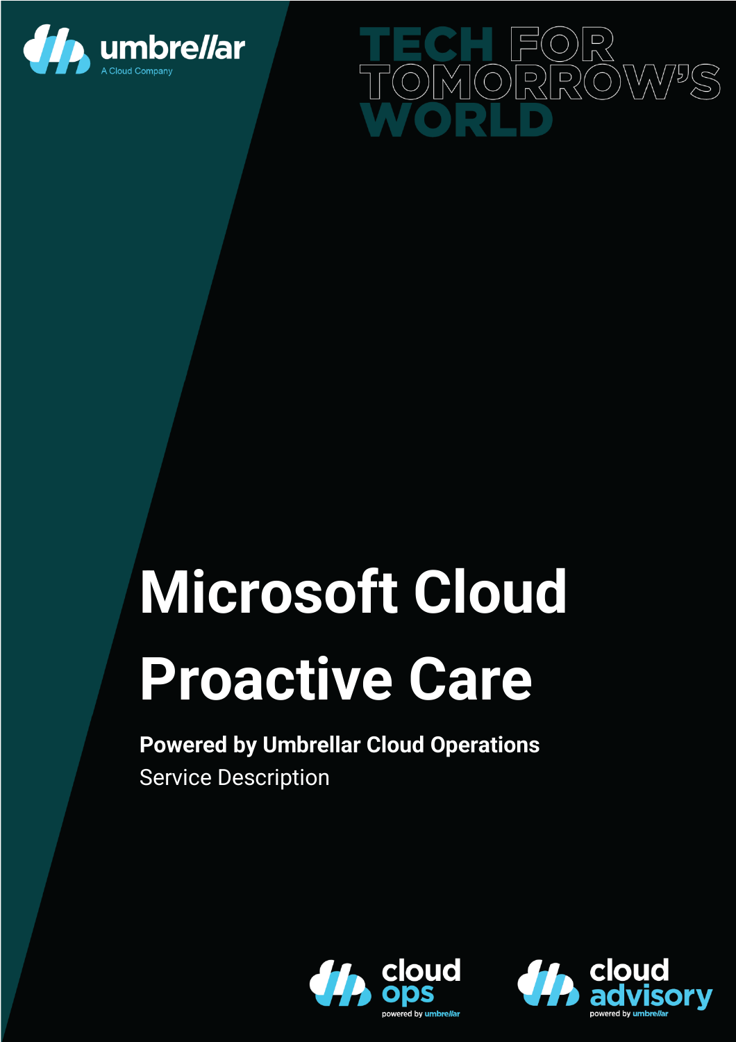umbrellar
A Cloud Company

TECH FOR TOMORROW'S WORLD

# Microsoft Cloud Proactive Care

**Powered by Umbrellar Cloud Operations**

Service Description

cloud ops
powered by umbrellar

cloud advisory
powered by umbrellar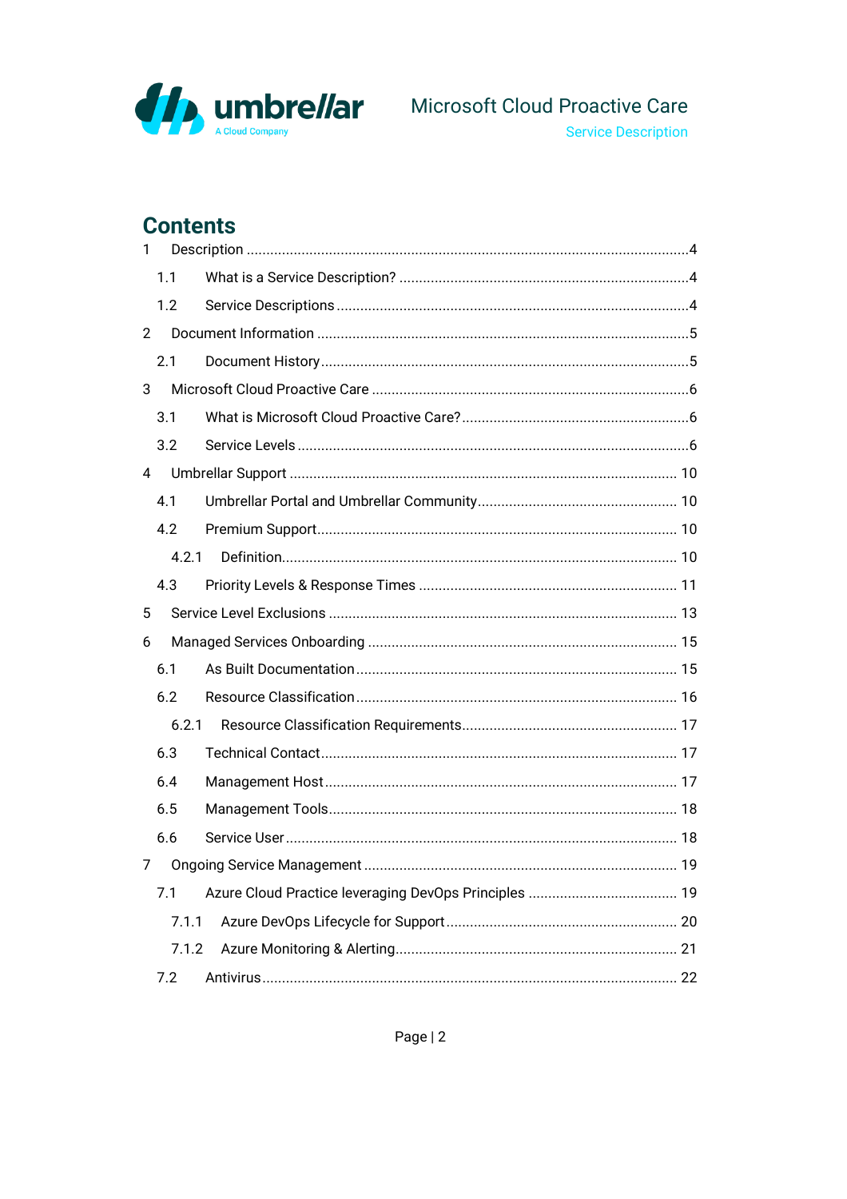# Contents

1 Description ....................................................................................................4
  1.1 What is a Service Description? ...........................................................4
  1.2 Service Descriptions ...........................................................................4
2 Document Information ..................................................................................5
  2.1 Document History ...............................................................................5
3 Microsoft Cloud Proactive Care ....................................................................6
  3.1 What is Microsoft Cloud Proactive Care? ............................................6
  3.2 Service Levels .....................................................................................6
4 Umbrellar Support ......................................................................................10
  4.1 Umbrellar Portal and Umbrellar Community.......................................10
  4.2 Premium Support...............................................................................10
    4.2.1 Definition..........................................................................................10
  4.3 Priority Levels & Response Times .....................................................11
5 Service Level Exclusions ............................................................................13
6 Managed Services Onboarding ..................................................................15
  6.1 As Built Documentation.....................................................................15
  6.2 Resource Classification.....................................................................16
    6.2.1 Resource Classification Requirements.............................................17
  6.3 Technical Contact..............................................................................17
  6.4 Management Host.............................................................................17
  6.5 Management Tools............................................................................18
  6.6 Service User.......................................................................................18
7 Ongoing Service Management ..................................................................19
  7.1 Azure Cloud Practice leveraging DevOps Principles ..........................19
    7.1.1 Azure DevOps Lifecycle for Support................................................20
    7.1.2 Azure Monitoring & Alerting.............................................................21
  7.2 Antivirus.............................................................................................22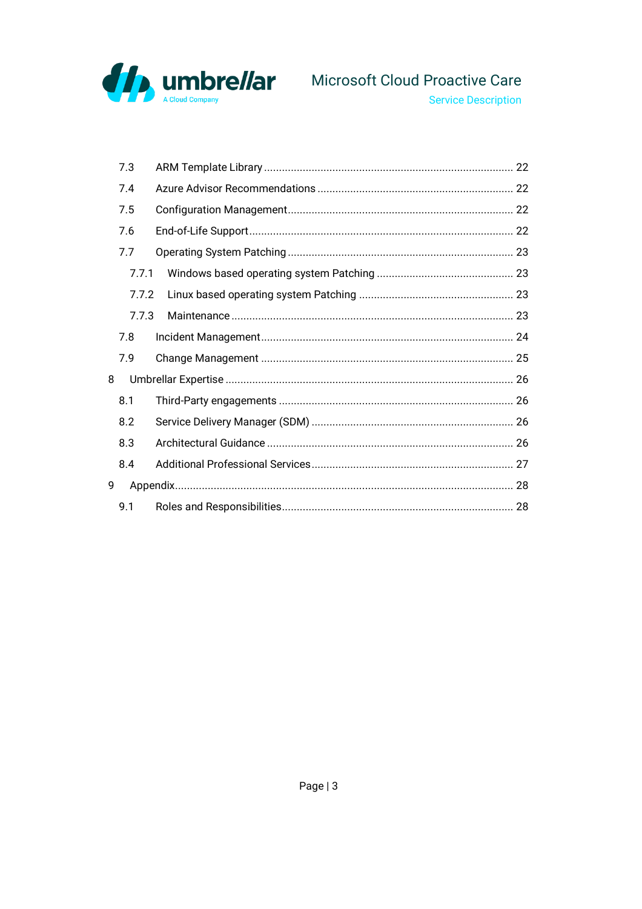- 7.3 ARM Template Library ... 22
- 7.4 Azure Advisor Recommendations ... 22
- 7.5 Configuration Management ... 22
- 7.6 End-of-Life Support ... 22
- 7.7 Operating System Patching ... 23
  - 7.7.1 Windows based operating system Patching ... 23
  - 7.7.2 Linux based operating system Patching ... 23
  - 7.7.3 Maintenance ... 23
- 7.8 Incident Management ... 24
- 7.9 Change Management ... 25

8 Umbrellar Expertise ... 26

- 8.1 Third-Party engagements ... 26
- 8.2 Service Delivery Manager (SDM) ... 26
- 8.3 Architectural Guidance ... 26
- 8.4 Additional Professional Services ... 27

9 Appendix ... 28

- 9.1 Roles and Responsibilities ... 28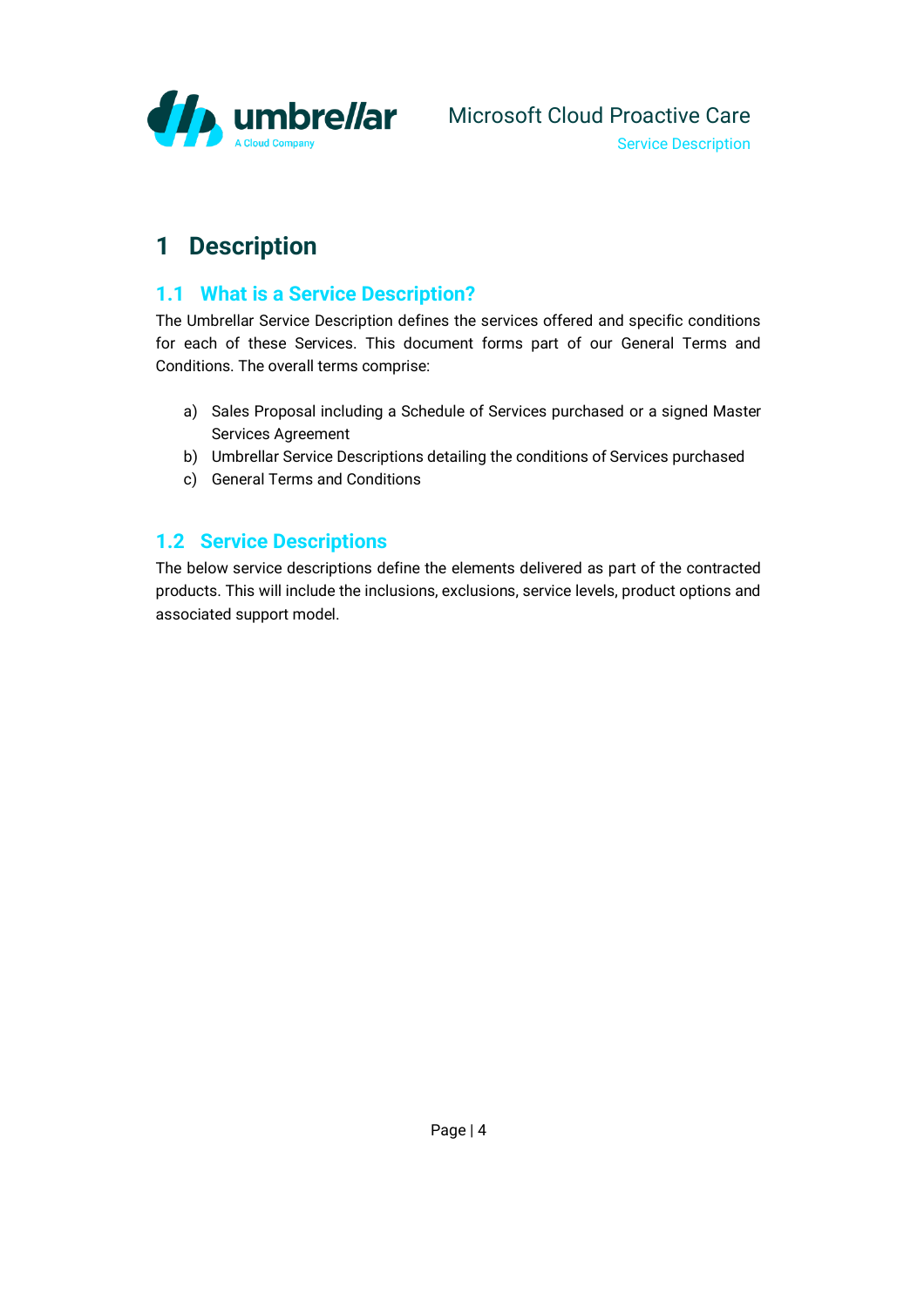# 1 Description

## 1.1 What is a Service Description?

The Umbrellar Service Description defines the services offered and specific conditions for each of these Services. This document forms part of our General Terms and Conditions. The overall terms comprise:

a) Sales Proposal including a Schedule of Services purchased or a signed Master Services Agreement
b) Umbrellar Service Descriptions detailing the conditions of Services purchased
c) General Terms and Conditions

## 1.2 Service Descriptions

The below service descriptions define the elements delivered as part of the contracted products. This will include the inclusions, exclusions, service levels, product options and associated support model.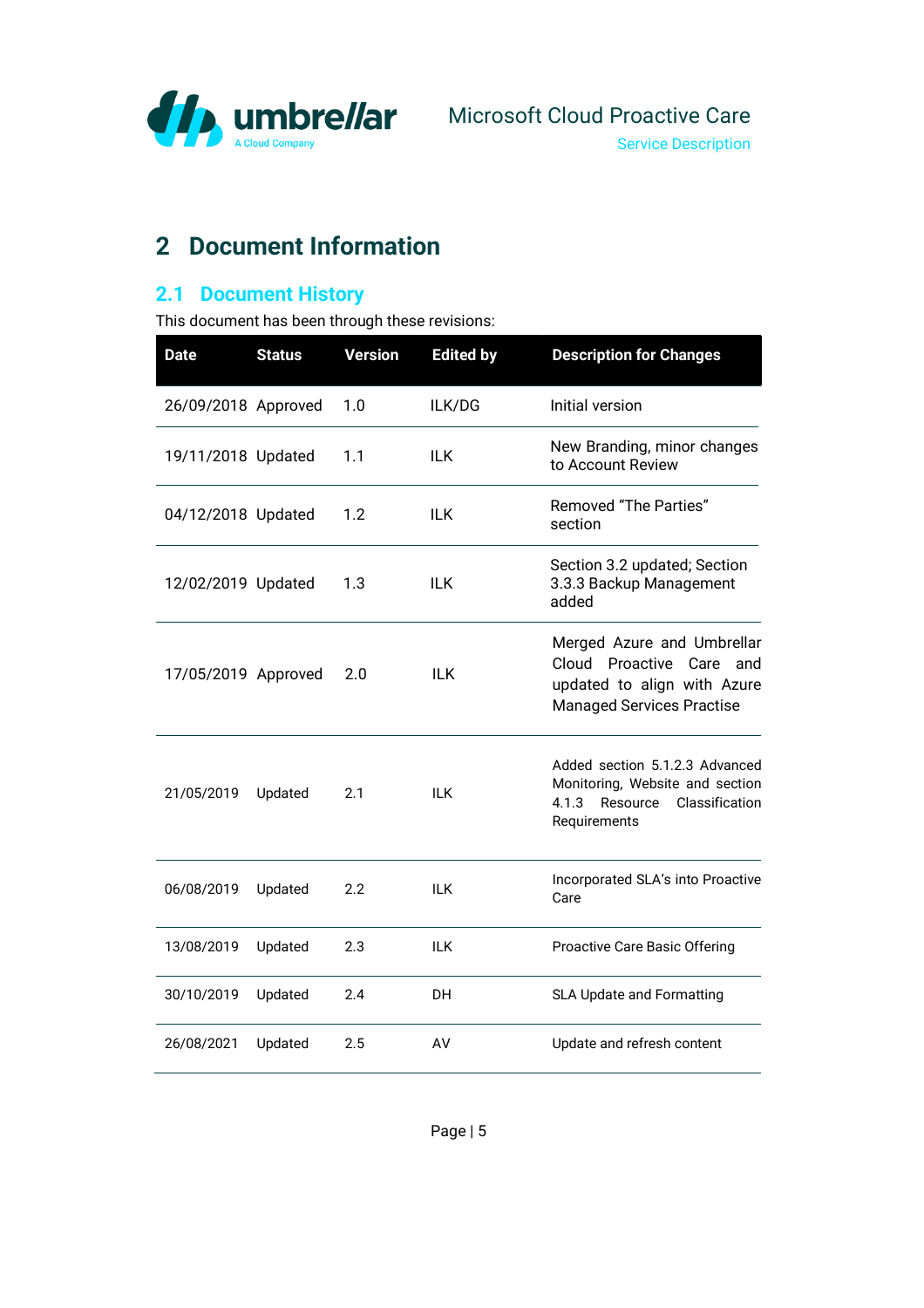# 2 Document Information

## 2.1 Document History

This document has been through these revisions:

| Date | Status | Version | Edited by | Description for Changes |
|---|---|---|---|---|
| 26/09/2018 | Approved | 1.0 | ILK/DG | Initial version |
| 19/11/2018 | Updated | 1.1 | ILK | New Branding, minor changes to Account Review |
| 04/12/2018 | Updated | 1.2 | ILK | Removed "The Parties" section |
| 12/02/2019 | Updated | 1.3 | ILK | Section 3.2 updated; Section 3.3.3 Backup Management added |
| 17/05/2019 | Approved | 2.0 | ILK | Merged Azure and Umbrellar Cloud Proactive Care and updated to align with Azure Managed Services Practise |
| 21/05/2019 | Updated | 2.1 | ILK | Added section 5.1.2.3 Advanced Monitoring, Website and section 4.1.3 Resource Classification Requirements |
| 06/08/2019 | Updated | 2.2 | ILK | Incorporated SLA's into Proactive Care |
| 13/08/2019 | Updated | 2.3 | ILK | Proactive Care Basic Offering |
| 30/10/2019 | Updated | 2.4 | DH | SLA Update and Formatting |
| 26/08/2021 | Updated | 2.5 | AV | Update and refresh content |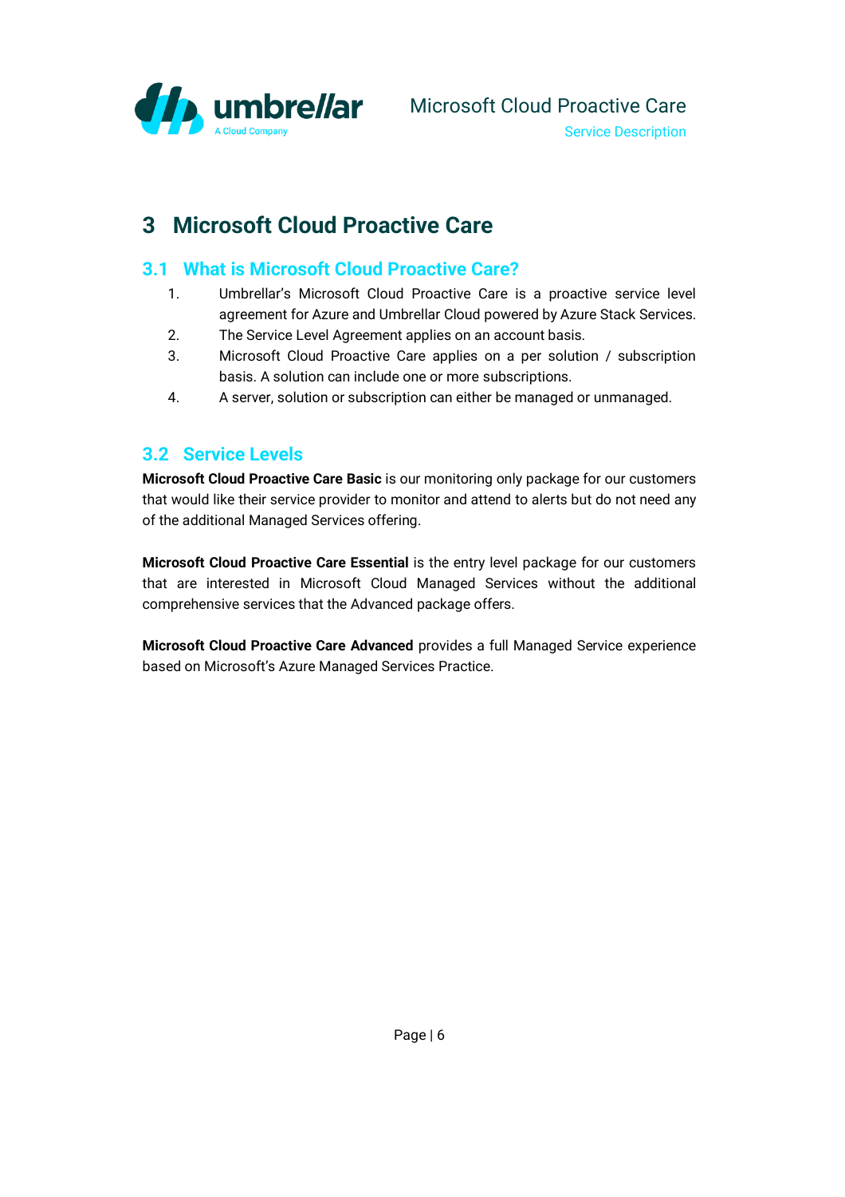# 3 Microsoft Cloud Proactive Care

## 3.1 What is Microsoft Cloud Proactive Care?

1. Umbrellar's Microsoft Cloud Proactive Care is a proactive service level agreement for Azure and Umbrellar Cloud powered by Azure Stack Services.
2. The Service Level Agreement applies on an account basis.
3. Microsoft Cloud Proactive Care applies on a per solution / subscription basis. A solution can include one or more subscriptions.
4. A server, solution or subscription can either be managed or unmanaged.

## 3.2 Service Levels

**Microsoft Cloud Proactive Care Basic** is our monitoring only package for our customers that would like their service provider to monitor and attend to alerts but do not need any of the additional Managed Services offering.

**Microsoft Cloud Proactive Care Essential** is the entry level package for our customers that are interested in Microsoft Cloud Managed Services without the additional comprehensive services that the Advanced package offers.

**Microsoft Cloud Proactive Care Advanced** provides a full Managed Service experience based on Microsoft's Azure Managed Services Practice.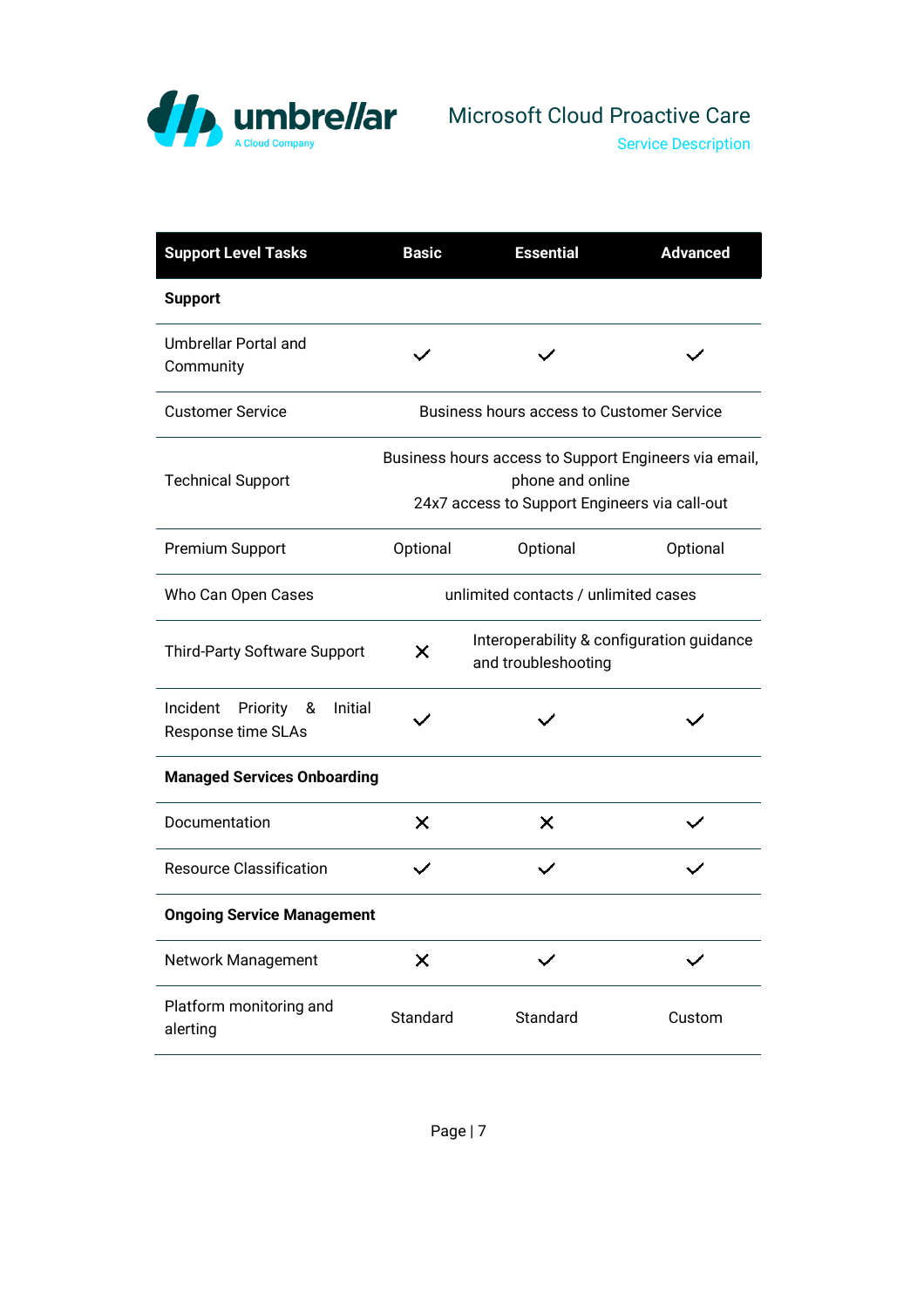| Support Level Tasks | Basic | Essential | Advanced |
|---|---|---|---|
| **Support** | | | |
| Umbrellar Portal and Community | ✓ | ✓ | ✓ |
| Customer Service | Business hours access to Customer Service | | |
| Technical Support | Business hours access to Support Engineers via email, phone and online<br>24x7 access to Support Engineers via call-out | | |
| Premium Support | Optional | Optional | Optional |
| Who Can Open Cases | unlimited contacts / unlimited cases | | |
| Third-Party Software Support | ✗ | Interoperability & configuration guidance and troubleshooting | |
| Incident Priority & Initial Response time SLAs | ✓ | ✓ | ✓ |
| **Managed Services Onboarding** | | | |
| Documentation | ✗ | ✗ | ✓ |
| Resource Classification | ✓ | ✓ | ✓ |
| **Ongoing Service Management** | | | |
| Network Management | ✗ | ✓ | ✓ |
| Platform monitoring and alerting | Standard | Standard | Custom |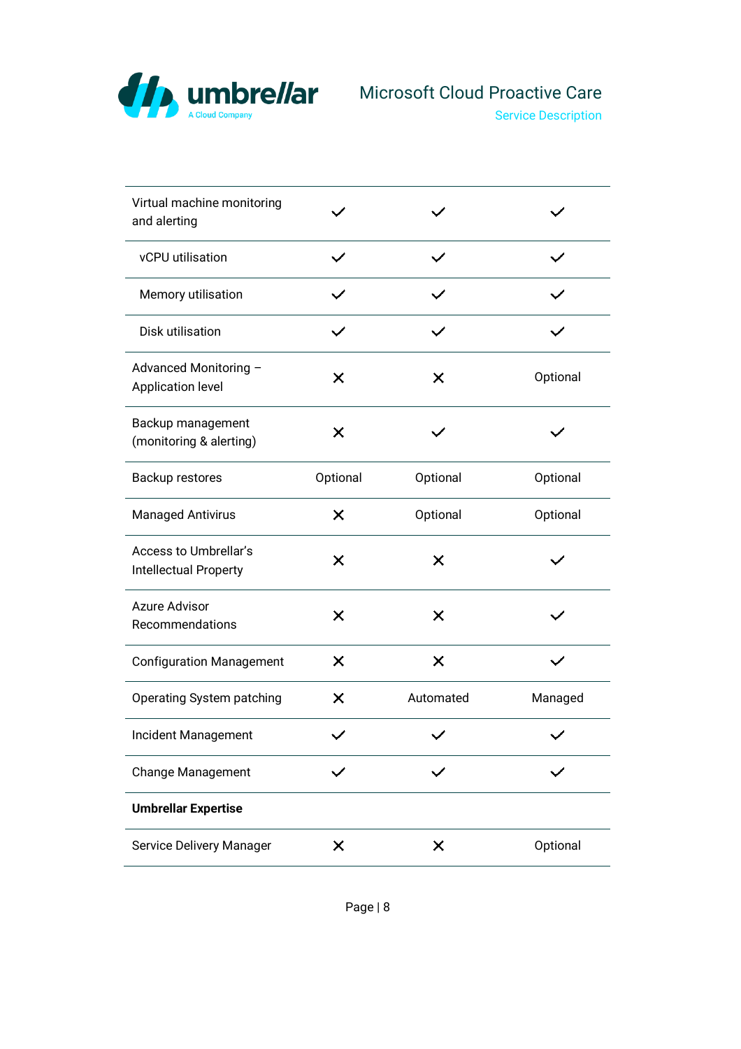| | | | |
|---|---|---|---|
| Virtual machine monitoring and alerting | ✓ | ✓ | ✓ |
| vCPU utilisation | ✓ | ✓ | ✓ |
| Memory utilisation | ✓ | ✓ | ✓ |
| Disk utilisation | ✓ | ✓ | ✓ |
| Advanced Monitoring – Application level | ✗ | ✗ | Optional |
| Backup management (monitoring & alerting) | ✗ | ✓ | ✓ |
| Backup restores | Optional | Optional | Optional |
| Managed Antivirus | ✗ | Optional | Optional |
| Access to Umbrellar's Intellectual Property | ✗ | ✗ | ✓ |
| Azure Advisor Recommendations | ✗ | ✗ | ✓ |
| Configuration Management | ✗ | ✗ | ✓ |
| Operating System patching | ✗ | Automated | Managed |
| Incident Management | ✓ | ✓ | ✓ |
| Change Management | ✓ | ✓ | ✓ |
| **Umbrellar Expertise** | | | |
| Service Delivery Manager | ✗ | ✗ | Optional |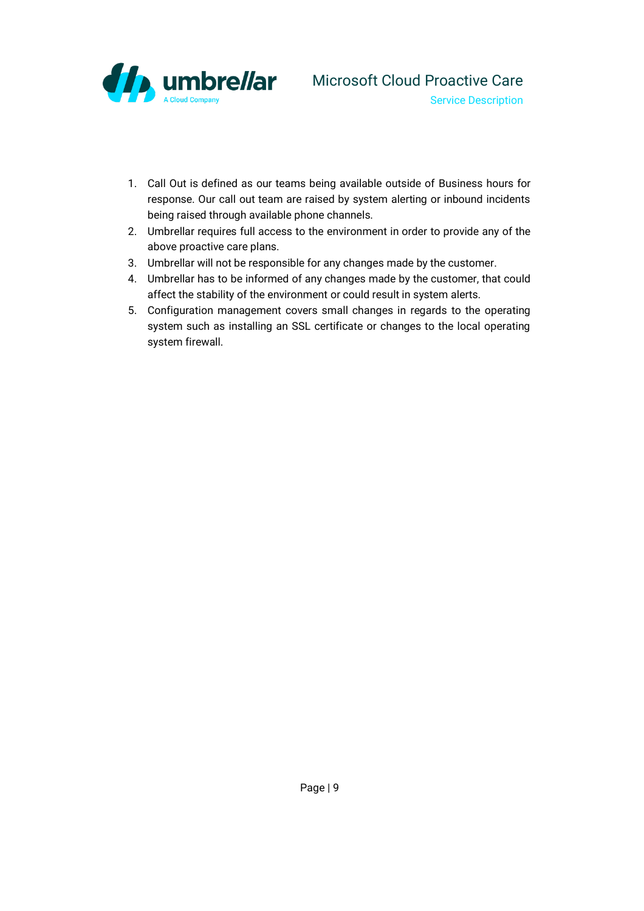1. Call Out is defined as our teams being available outside of Business hours for response. Our call out team are raised by system alerting or inbound incidents being raised through available phone channels.
2. Umbrellar requires full access to the environment in order to provide any of the above proactive care plans.
3. Umbrellar will not be responsible for any changes made by the customer.
4. Umbrellar has to be informed of any changes made by the customer, that could affect the stability of the environment or could result in system alerts.
5. Configuration management covers small changes in regards to the operating system such as installing an SSL certificate or changes to the local operating system firewall.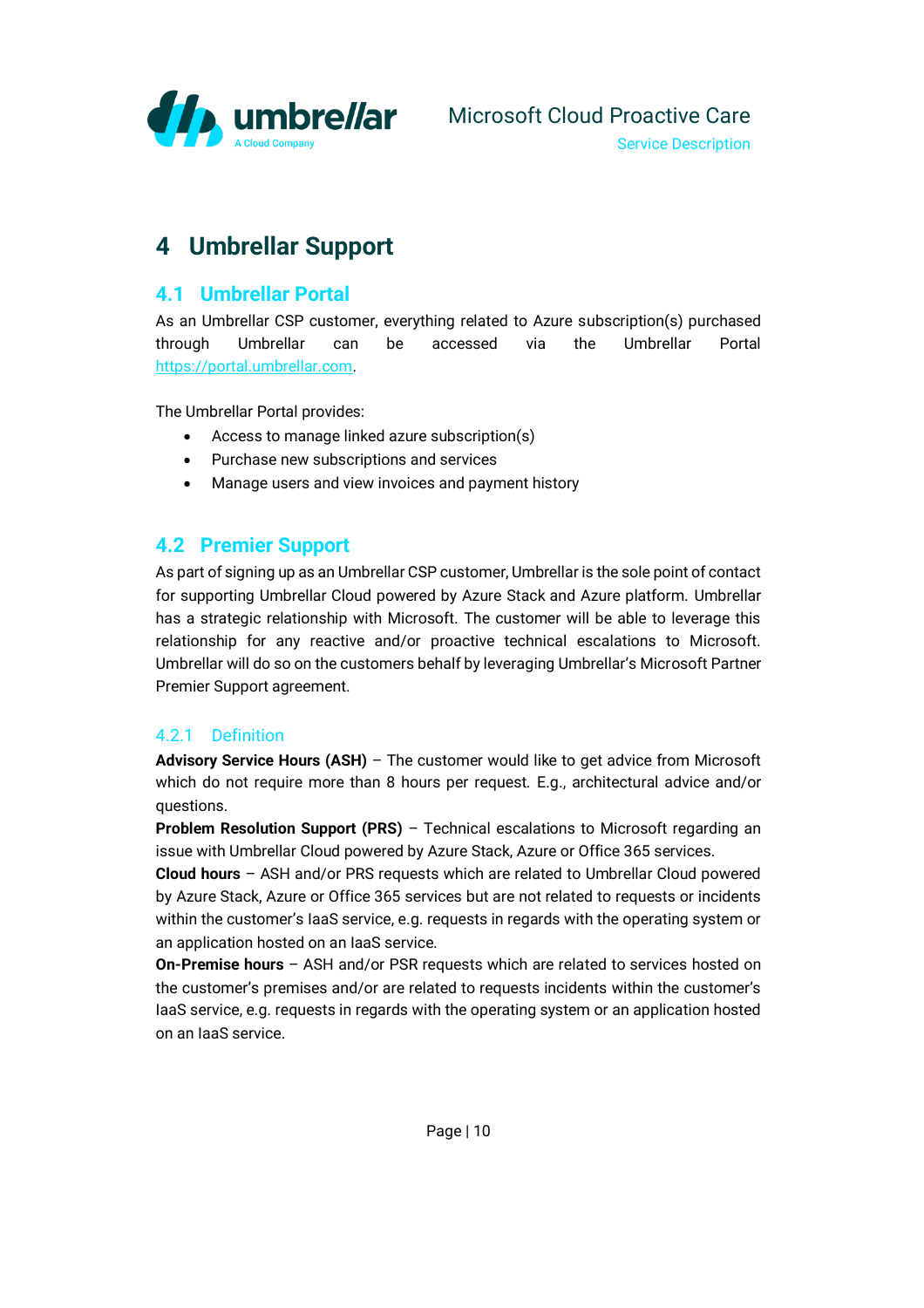# 4 Umbrellar Support

## 4.1 Umbrellar Portal

As an Umbrellar CSP customer, everything related to Azure subscription(s) purchased through Umbrellar can be accessed via the Umbrellar Portal https://portal.umbrellar.com.

The Umbrellar Portal provides:

- Access to manage linked azure subscription(s)
- Purchase new subscriptions and services
- Manage users and view invoices and payment history

## 4.2 Premier Support

As part of signing up as an Umbrellar CSP customer, Umbrellar is the sole point of contact for supporting Umbrellar Cloud powered by Azure Stack and Azure platform. Umbrellar has a strategic relationship with Microsoft. The customer will be able to leverage this relationship for any reactive and/or proactive technical escalations to Microsoft. Umbrellar will do so on the customers behalf by leveraging Umbrellar's Microsoft Partner Premier Support agreement.

### 4.2.1 Definition

**Advisory Service Hours (ASH)** – The customer would like to get advice from Microsoft which do not require more than 8 hours per request. E.g., architectural advice and/or questions.

**Problem Resolution Support (PRS)** – Technical escalations to Microsoft regarding an issue with Umbrellar Cloud powered by Azure Stack, Azure or Office 365 services.

**Cloud hours** – ASH and/or PRS requests which are related to Umbrellar Cloud powered by Azure Stack, Azure or Office 365 services but are not related to requests or incidents within the customer's IaaS service, e.g. requests in regards with the operating system or an application hosted on an IaaS service.

**On-Premise hours** – ASH and/or PSR requests which are related to services hosted on the customer's premises and/or are related to requests incidents within the customer's IaaS service, e.g. requests in regards with the operating system or an application hosted on an IaaS service.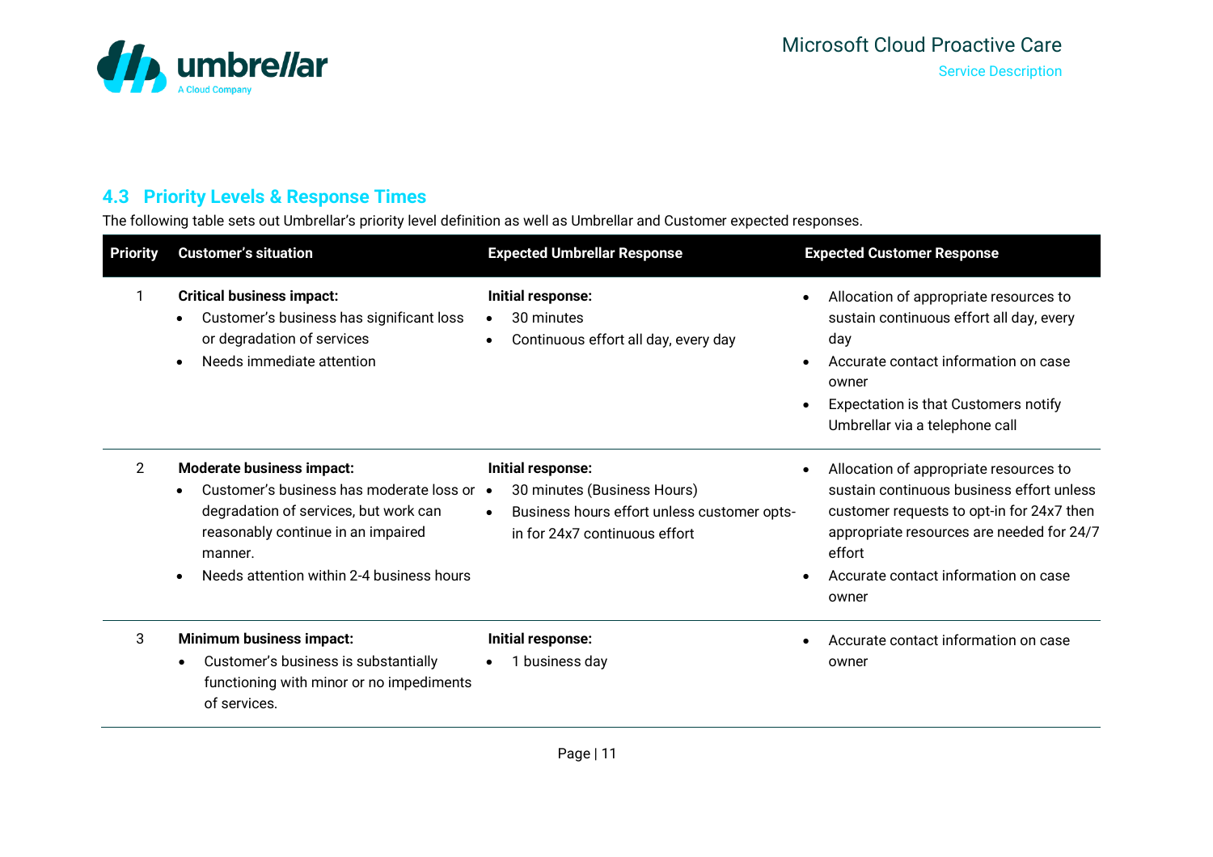## 4.3 Priority Levels & Response Times

The following table sets out Umbrellar's priority level definition as well as Umbrellar and Customer expected responses.

| Priority | Customer's situation | Expected Umbrellar Response | Expected Customer Response |
|---|---|---|---|
| 1 | **Critical business impact:**<br>• Customer's business has significant loss or degradation of services<br>• Needs immediate attention | **Initial response:**<br>• 30 minutes<br>• Continuous effort all day, every day | • Allocation of appropriate resources to sustain continuous effort all day, every day<br>• Accurate contact information on case owner<br>• Expectation is that Customers notify Umbrellar via a telephone call |
| 2 | **Moderate business impact:**<br>• Customer's business has moderate loss or degradation of services, but work can reasonably continue in an impaired manner.<br>• Needs attention within 2-4 business hours | **Initial response:**<br>• 30 minutes (Business Hours)<br>• Business hours effort unless customer opts-in for 24x7 continuous effort | • Allocation of appropriate resources to sustain continuous business effort unless customer requests to opt-in for 24x7 then appropriate resources are needed for 24/7 effort<br>• Accurate contact information on case owner |
| 3 | **Minimum business impact:**<br>• Customer's business is substantially functioning with minor or no impediments of services. | **Initial response:**<br>• 1 business day | • Accurate contact information on case owner |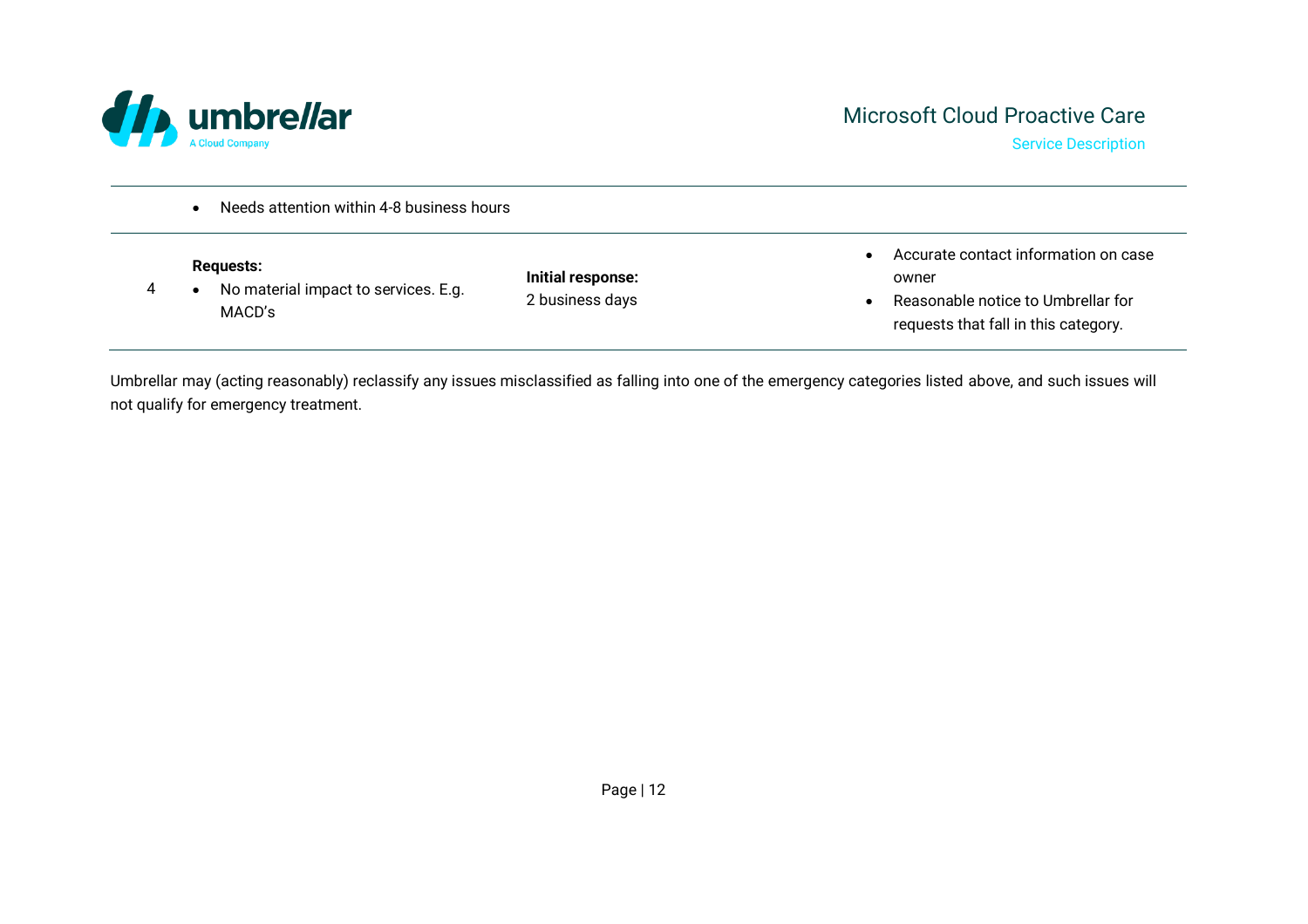| | | | |
|---|---|---|---|
| | • Needs attention within 4-8 business hours | | |
| 4 | **Requests:**<br>• No material impact to services. E.g. MACD's | **Initial response:**<br>2 business days | • Accurate contact information on case owner<br>• Reasonable notice to Umbrellar for requests that fall in this category. |

Umbrellar may (acting reasonably) reclassify any issues misclassified as falling into one of the emergency categories listed above, and such issues will not qualify for emergency treatment.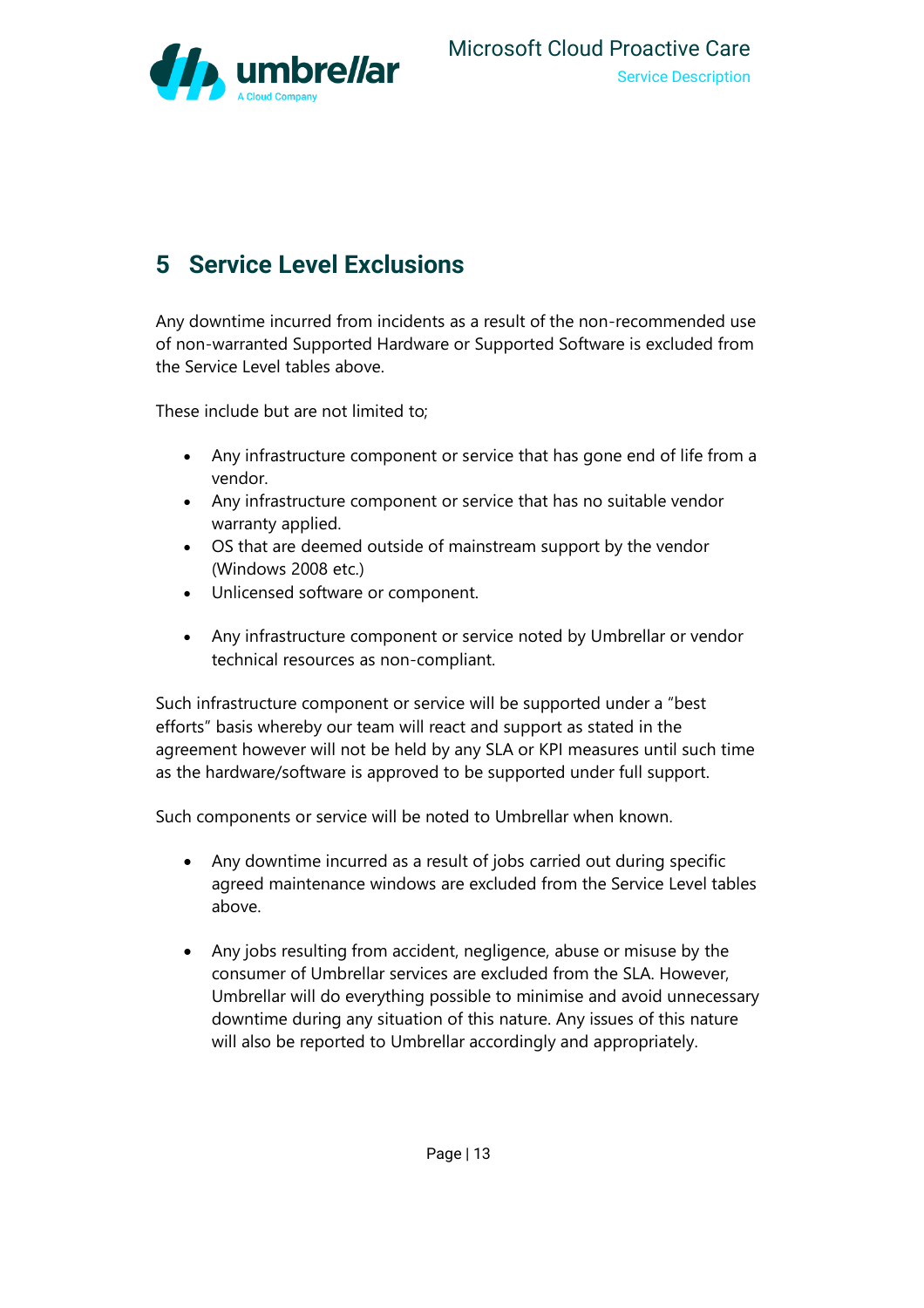# 5 Service Level Exclusions

Any downtime incurred from incidents as a result of the non-recommended use of non-warranted Supported Hardware or Supported Software is excluded from the Service Level tables above.

These include but are not limited to;

- Any infrastructure component or service that has gone end of life from a vendor.
- Any infrastructure component or service that has no suitable vendor warranty applied.
- OS that are deemed outside of mainstream support by the vendor (Windows 2008 etc.)
- Unlicensed software or component.
- Any infrastructure component or service noted by Umbrellar or vendor technical resources as non-compliant.

Such infrastructure component or service will be supported under a “best efforts” basis whereby our team will react and support as stated in the agreement however will not be held by any SLA or KPI measures until such time as the hardware/software is approved to be supported under full support.

Such components or service will be noted to Umbrellar when known.

- Any downtime incurred as a result of jobs carried out during specific agreed maintenance windows are excluded from the Service Level tables above.
- Any jobs resulting from accident, negligence, abuse or misuse by the consumer of Umbrellar services are excluded from the SLA. However, Umbrellar will do everything possible to minimise and avoid unnecessary downtime during any situation of this nature. Any issues of this nature will also be reported to Umbrellar accordingly and appropriately.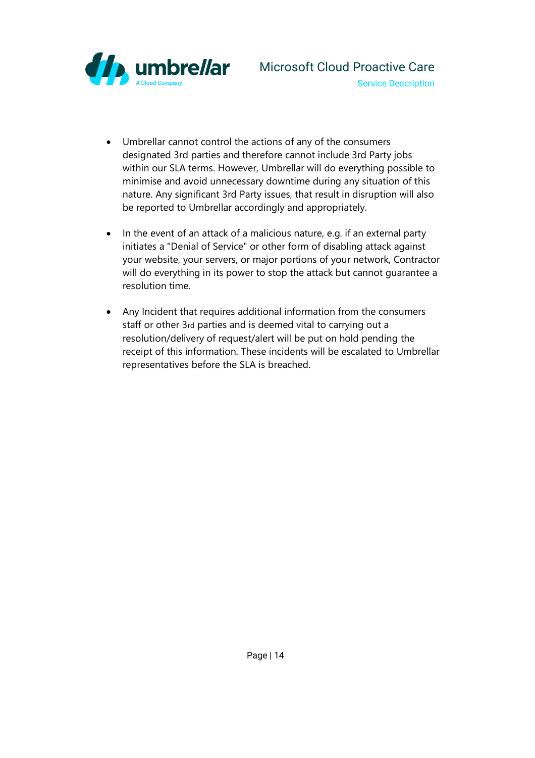- Umbrellar cannot control the actions of any of the consumers designated 3rd parties and therefore cannot include 3rd Party jobs within our SLA terms. However, Umbrellar will do everything possible to minimise and avoid unnecessary downtime during any situation of this nature. Any significant 3rd Party issues, that result in disruption will also be reported to Umbrellar accordingly and appropriately.

- In the event of an attack of a malicious nature, e.g. if an external party initiates a "Denial of Service" or other form of disabling attack against your website, your servers, or major portions of your network, Contractor will do everything in its power to stop the attack but cannot guarantee a resolution time.

- Any Incident that requires additional information from the consumers staff or other 3rd parties and is deemed vital to carrying out a resolution/delivery of request/alert will be put on hold pending the receipt of this information. These incidents will be escalated to Umbrellar representatives before the SLA is breached.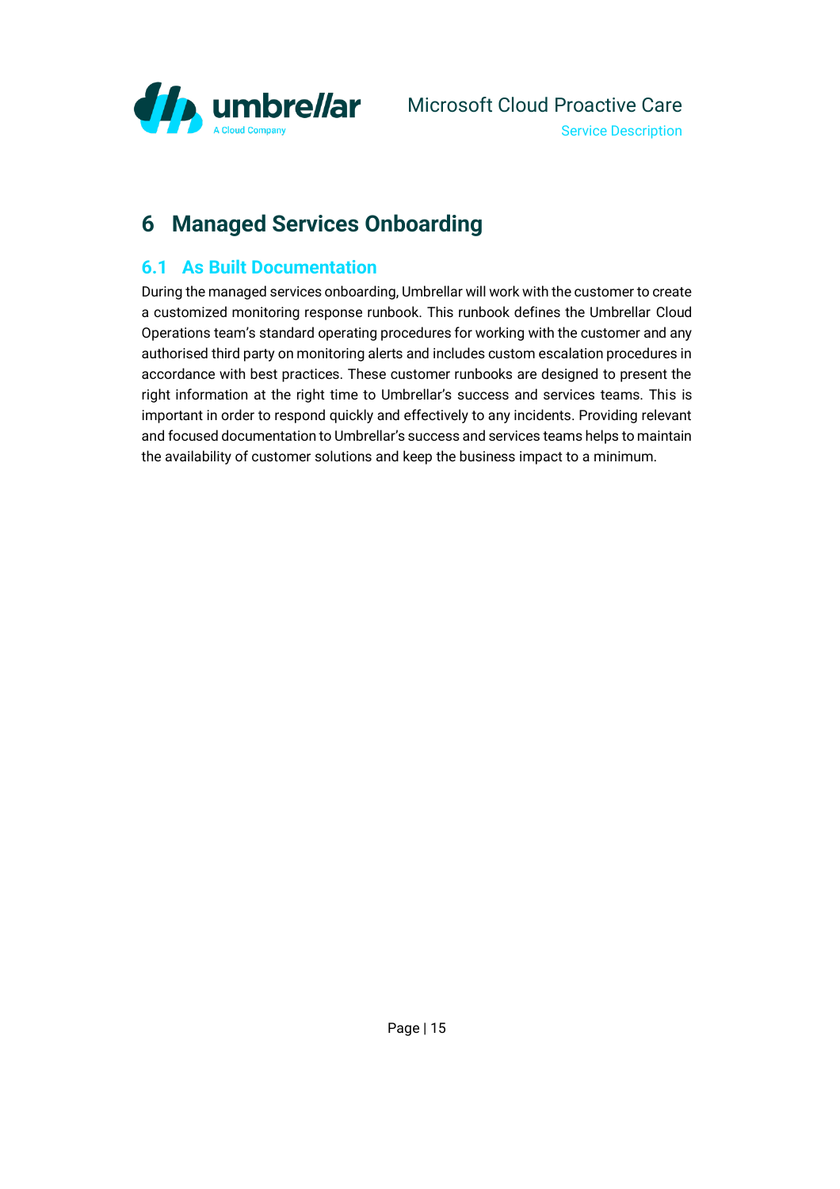# 6 Managed Services Onboarding

## 6.1 As Built Documentation

During the managed services onboarding, Umbrellar will work with the customer to create a customized monitoring response runbook. This runbook defines the Umbrellar Cloud Operations team's standard operating procedures for working with the customer and any authorised third party on monitoring alerts and includes custom escalation procedures in accordance with best practices. These customer runbooks are designed to present the right information at the right time to Umbrellar's success and services teams. This is important in order to respond quickly and effectively to any incidents. Providing relevant and focused documentation to Umbrellar's success and services teams helps to maintain the availability of customer solutions and keep the business impact to a minimum.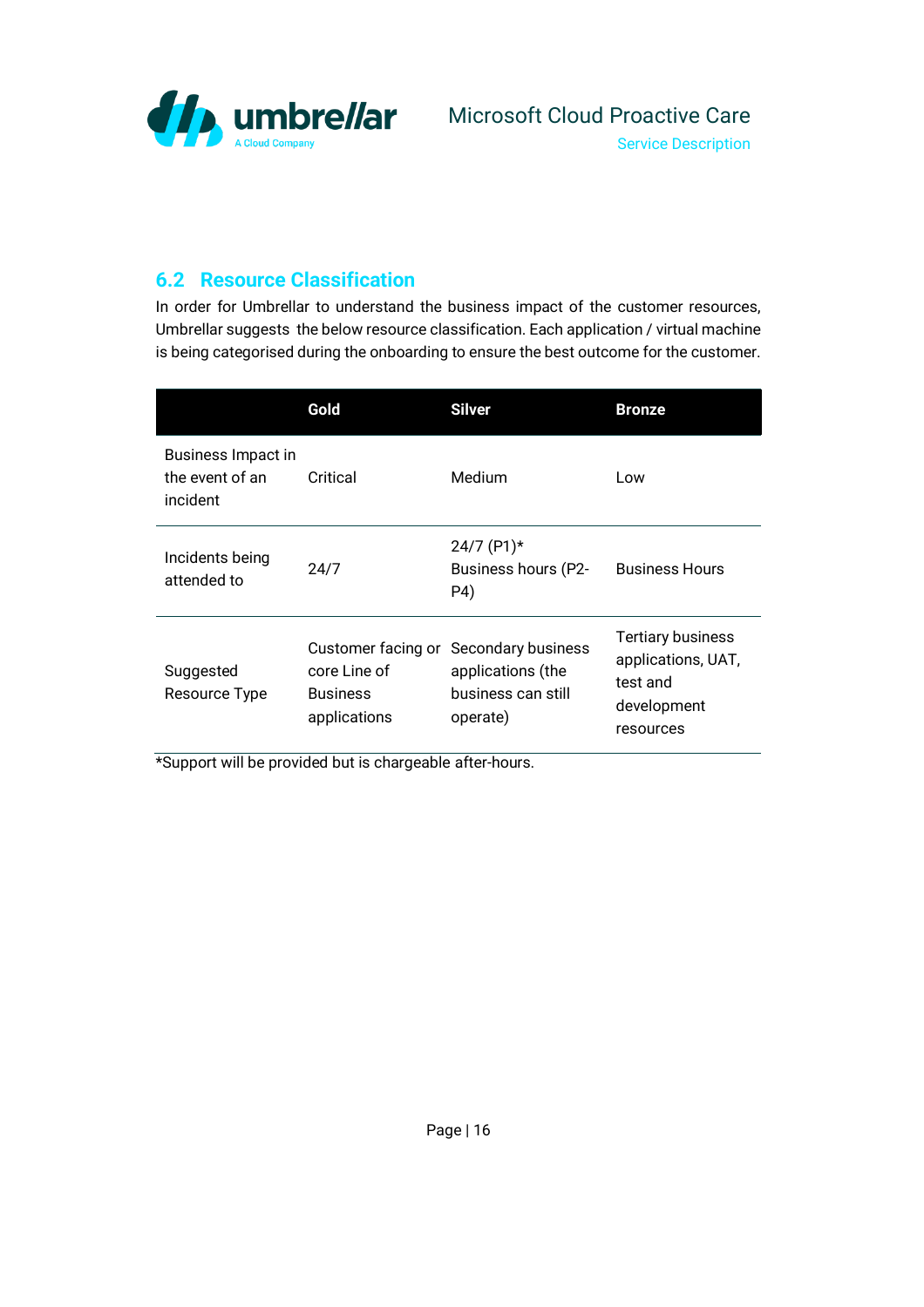## 6.2 Resource Classification

In order for Umbrellar to understand the business impact of the customer resources, Umbrellar suggests the below resource classification. Each application / virtual machine is being categorised during the onboarding to ensure the best outcome for the customer.

| | Gold | Silver | Bronze |
|---|---|---|---|
| Business Impact in the event of an incident | Critical | Medium | Low |
| Incidents being attended to | 24/7 | 24/7 (P1)* Business hours (P2-P4) | Business Hours |
| Suggested Resource Type | Customer facing or core Line of Business applications | Secondary business applications (the business can still operate) | Tertiary business applications, UAT, test and development resources |

*Support will be provided but is chargeable after-hours.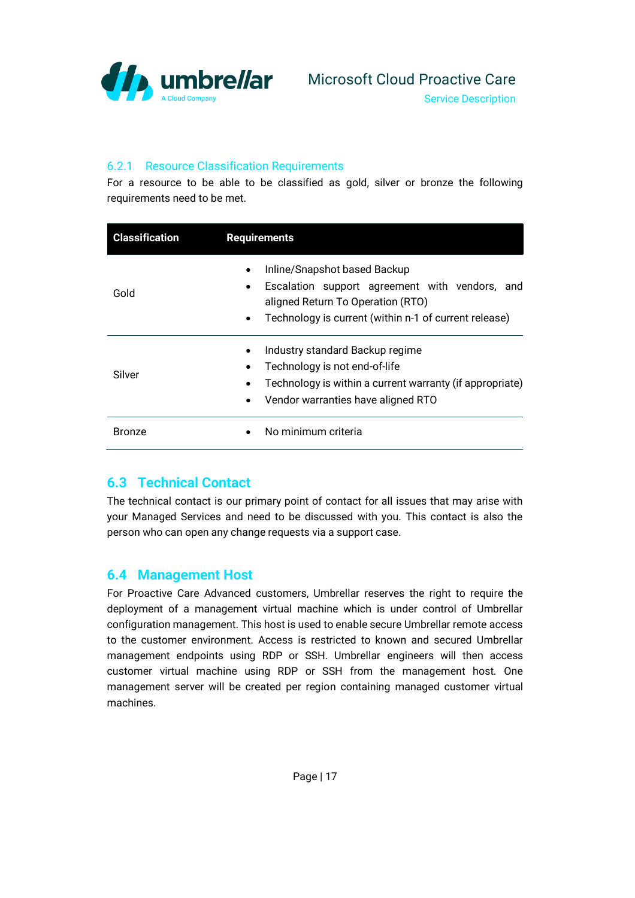### 6.2.1 Resource Classification Requirements

For a resource to be able to be classified as gold, silver or bronze the following requirements need to be met.

| Classification | Requirements |
|---|---|
| Gold | • Inline/Snapshot based Backup<br>• Escalation support agreement with vendors, and aligned Return To Operation (RTO)<br>• Technology is current (within n-1 of current release) |
| Silver | • Industry standard Backup regime<br>• Technology is not end-of-life<br>• Technology is within a current warranty (if appropriate)<br>• Vendor warranties have aligned RTO |
| Bronze | • No minimum criteria |

## 6.3 Technical Contact

The technical contact is our primary point of contact for all issues that may arise with your Managed Services and need to be discussed with you. This contact is also the person who can open any change requests via a support case.

## 6.4 Management Host

For Proactive Care Advanced customers, Umbrellar reserves the right to require the deployment of a management virtual machine which is under control of Umbrellar configuration management. This host is used to enable secure Umbrellar remote access to the customer environment. Access is restricted to known and secured Umbrellar management endpoints using RDP or SSH. Umbrellar engineers will then access customer virtual machine using RDP or SSH from the management host. One management server will be created per region containing managed customer virtual machines.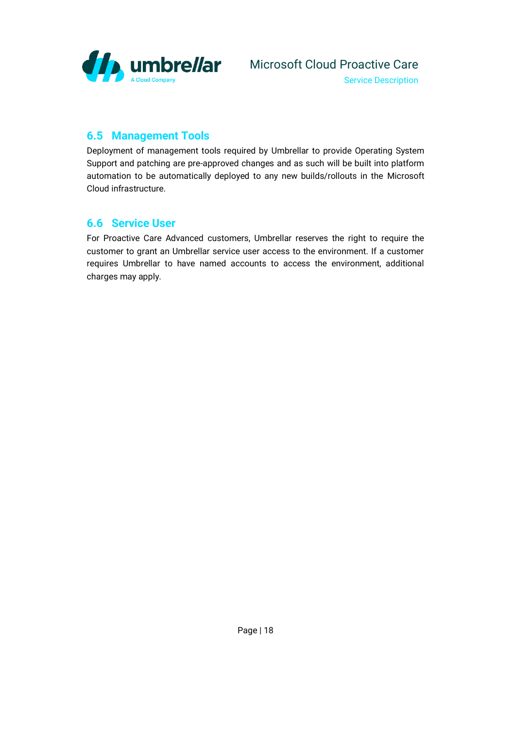## 6.5 Management Tools

Deployment of management tools required by Umbrellar to provide Operating System Support and patching are pre-approved changes and as such will be built into platform automation to be automatically deployed to any new builds/rollouts in the Microsoft Cloud infrastructure.

## 6.6 Service User

For Proactive Care Advanced customers, Umbrellar reserves the right to require the customer to grant an Umbrellar service user access to the environment. If a customer requires Umbrellar to have named accounts to access the environment, additional charges may apply.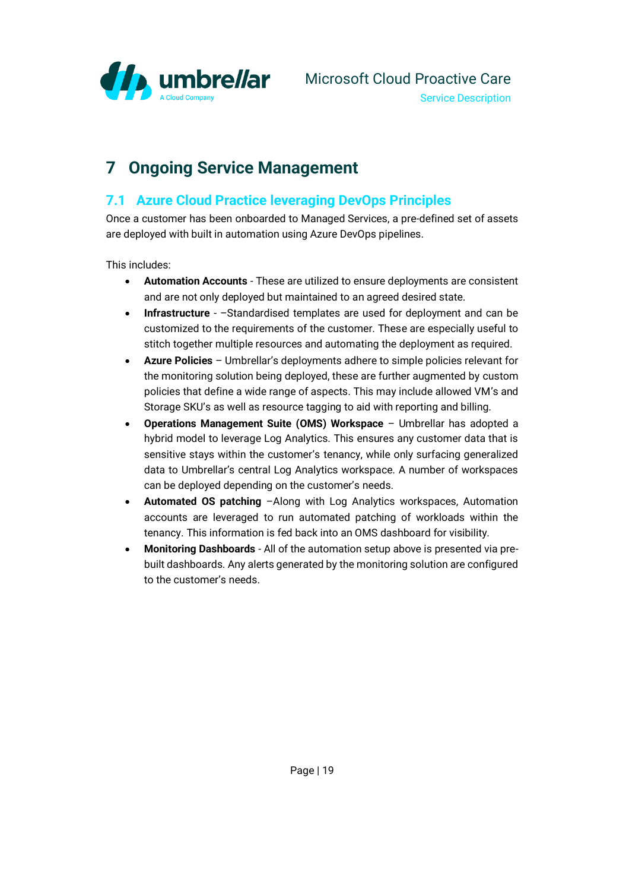# 7 Ongoing Service Management

## 7.1 Azure Cloud Practice leveraging DevOps Principles

Once a customer has been onboarded to Managed Services, a pre-defined set of assets are deployed with built in automation using Azure DevOps pipelines.

This includes:

- **Automation Accounts** - These are utilized to ensure deployments are consistent and are not only deployed but maintained to an agreed desired state.
- **Infrastructure** - –Standardised templates are used for deployment and can be customized to the requirements of the customer. These are especially useful to stitch together multiple resources and automating the deployment as required.
- **Azure Policies** – Umbrellar's deployments adhere to simple policies relevant for the monitoring solution being deployed, these are further augmented by custom policies that define a wide range of aspects. This may include allowed VM's and Storage SKU's as well as resource tagging to aid with reporting and billing.
- **Operations Management Suite (OMS) Workspace** – Umbrellar has adopted a hybrid model to leverage Log Analytics. This ensures any customer data that is sensitive stays within the customer's tenancy, while only surfacing generalized data to Umbrellar's central Log Analytics workspace. A number of workspaces can be deployed depending on the customer's needs.
- **Automated OS patching** –Along with Log Analytics workspaces, Automation accounts are leveraged to run automated patching of workloads within the tenancy. This information is fed back into an OMS dashboard for visibility.
- **Monitoring Dashboards** - All of the automation setup above is presented via pre-built dashboards. Any alerts generated by the monitoring solution are configured to the customer's needs.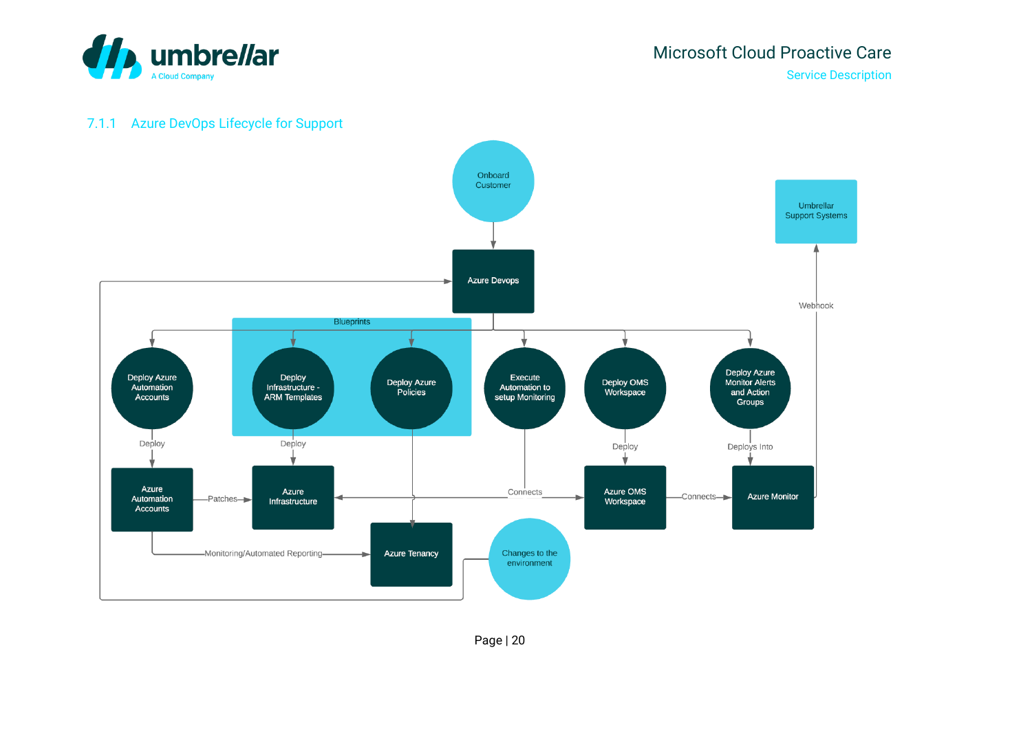### 7.1.1 Azure DevOps Lifecycle for Support

Onboard Customer

Azure Devops

Umbrellar Support Systems

Webhook

Blueprints

Deploy Azure Automation Accounts

Deploy Infrastructure - ARM Templates

Deploy Azure Policies

Execute Automation to setup Monitoring

Deploy OMS Workspace

Deploy Azure Monitor Alerts and Action Groups

Deploy

Deploy

Deploy

Deploys Into

Azure Automation Accounts

Patches

Azure Infrastructure

Connects

Azure OMS Workspace

Connects

Azure Monitor

Monitoring/Automated Reporting

Azure Tenancy

Changes to the environment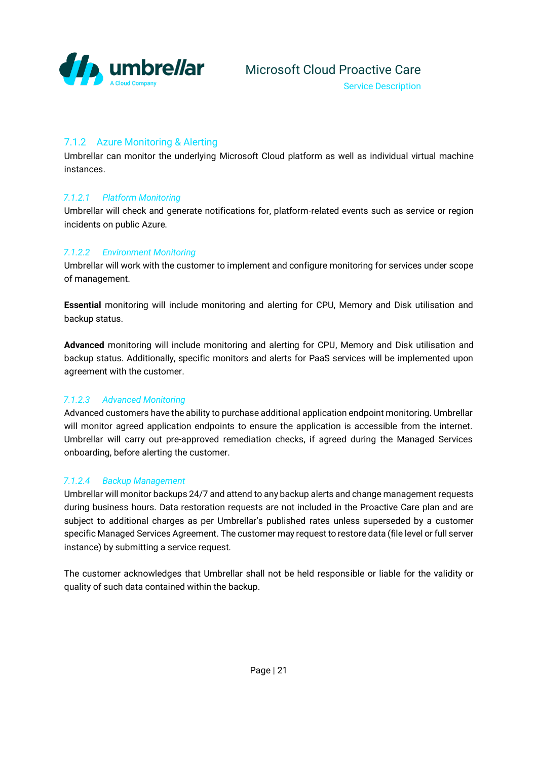### 7.1.2 Azure Monitoring & Alerting

Umbrellar can monitor the underlying Microsoft Cloud platform as well as individual virtual machine instances.

#### *7.1.2.1 Platform Monitoring*

Umbrellar will check and generate notifications for, platform-related events such as service or region incidents on public Azure.

#### *7.1.2.2 Environment Monitoring*

Umbrellar will work with the customer to implement and configure monitoring for services under scope of management.

**Essential** monitoring will include monitoring and alerting for CPU, Memory and Disk utilisation and backup status.

**Advanced** monitoring will include monitoring and alerting for CPU, Memory and Disk utilisation and backup status. Additionally, specific monitors and alerts for PaaS services will be implemented upon agreement with the customer.

#### *7.1.2.3 Advanced Monitoring*

Advanced customers have the ability to purchase additional application endpoint monitoring. Umbrellar will monitor agreed application endpoints to ensure the application is accessible from the internet. Umbrellar will carry out pre-approved remediation checks, if agreed during the Managed Services onboarding, before alerting the customer.

#### *7.1.2.4 Backup Management*

Umbrellar will monitor backups 24/7 and attend to any backup alerts and change management requests during business hours. Data restoration requests are not included in the Proactive Care plan and are subject to additional charges as per Umbrellar's published rates unless superseded by a customer specific Managed Services Agreement. The customer may request to restore data (file level or full server instance) by submitting a service request.

The customer acknowledges that Umbrellar shall not be held responsible or liable for the validity or quality of such data contained within the backup.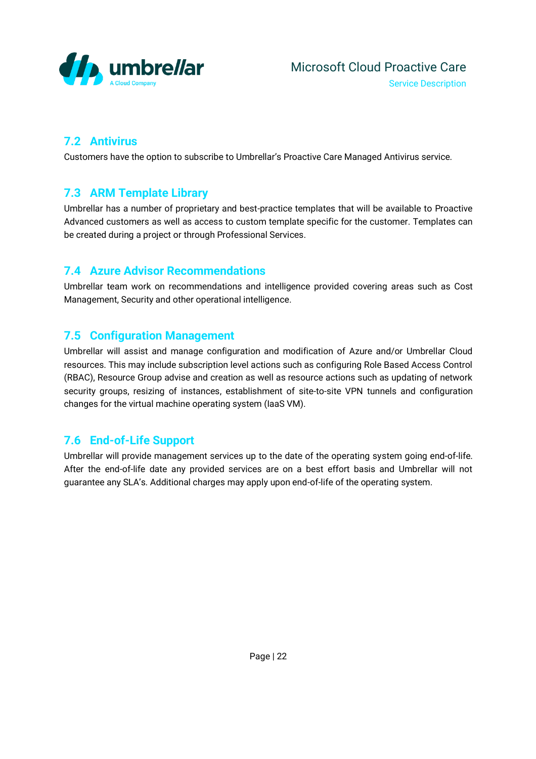## 7.2 Antivirus

Customers have the option to subscribe to Umbrellar's Proactive Care Managed Antivirus service.

## 7.3 ARM Template Library

Umbrellar has a number of proprietary and best-practice templates that will be available to Proactive Advanced customers as well as access to custom template specific for the customer. Templates can be created during a project or through Professional Services.

## 7.4 Azure Advisor Recommendations

Umbrellar team work on recommendations and intelligence provided covering areas such as Cost Management, Security and other operational intelligence.

## 7.5 Configuration Management

Umbrellar will assist and manage configuration and modification of Azure and/or Umbrellar Cloud resources. This may include subscription level actions such as configuring Role Based Access Control (RBAC), Resource Group advise and creation as well as resource actions such as updating of network security groups, resizing of instances, establishment of site-to-site VPN tunnels and configuration changes for the virtual machine operating system (IaaS VM).

## 7.6 End-of-Life Support

Umbrellar will provide management services up to the date of the operating system going end-of-life. After the end-of-life date any provided services are on a best effort basis and Umbrellar will not guarantee any SLA's. Additional charges may apply upon end-of-life of the operating system.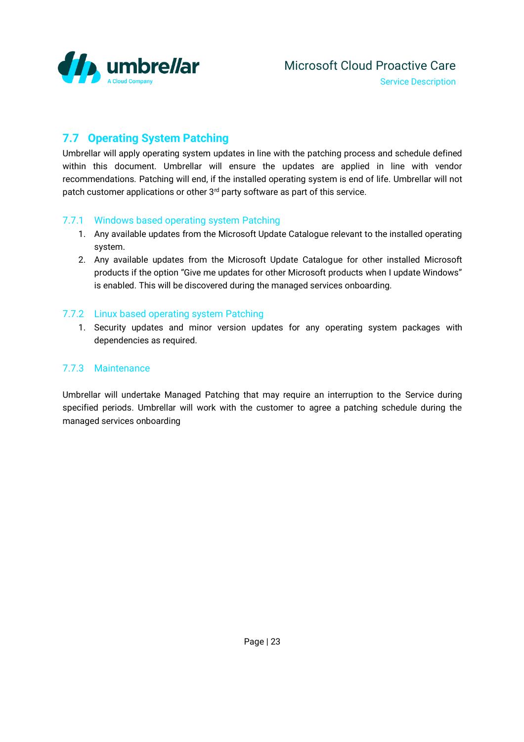## 7.7 Operating System Patching

Umbrellar will apply operating system updates in line with the patching process and schedule defined within this document. Umbrellar will ensure the updates are applied in line with vendor recommendations. Patching will end, if the installed operating system is end of life. Umbrellar will not patch customer applications or other 3rd party software as part of this service.

### 7.7.1 Windows based operating system Patching

1. Any available updates from the Microsoft Update Catalogue relevant to the installed operating system.
2. Any available updates from the Microsoft Update Catalogue for other installed Microsoft products if the option "Give me updates for other Microsoft products when I update Windows" is enabled. This will be discovered during the managed services onboarding.

### 7.7.2 Linux based operating system Patching

1. Security updates and minor version updates for any operating system packages with dependencies as required.

### 7.7.3 Maintenance

Umbrellar will undertake Managed Patching that may require an interruption to the Service during specified periods. Umbrellar will work with the customer to agree a patching schedule during the managed services onboarding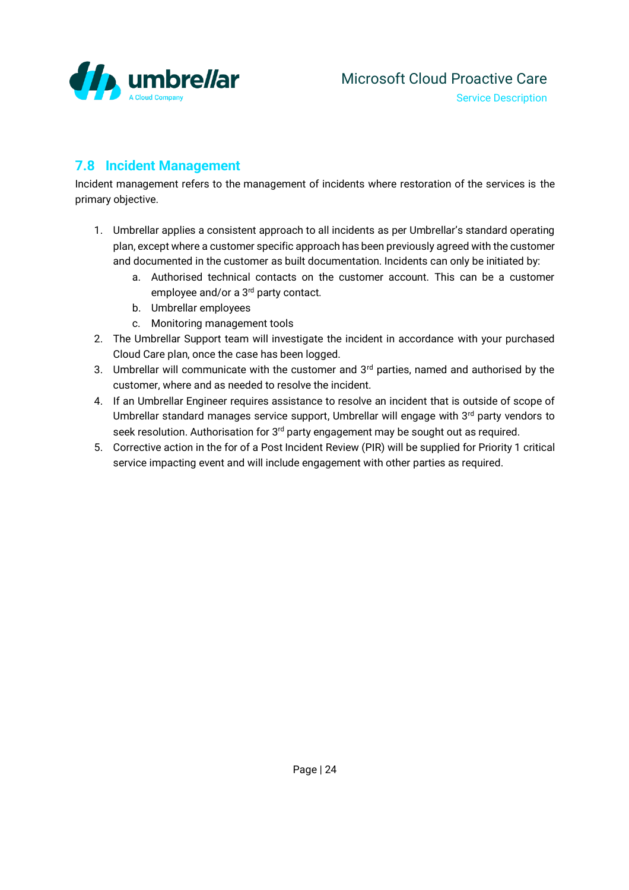## 7.8 Incident Management

Incident management refers to the management of incidents where restoration of the services is the primary objective.

1. Umbrellar applies a consistent approach to all incidents as per Umbrellar's standard operating plan, except where a customer specific approach has been previously agreed with the customer and documented in the customer as built documentation. Incidents can only be initiated by:
   a. Authorised technical contacts on the customer account. This can be a customer employee and/or a 3rd party contact.
   b. Umbrellar employees
   c. Monitoring management tools
2. The Umbrellar Support team will investigate the incident in accordance with your purchased Cloud Care plan, once the case has been logged.
3. Umbrellar will communicate with the customer and 3rd parties, named and authorised by the customer, where and as needed to resolve the incident.
4. If an Umbrellar Engineer requires assistance to resolve an incident that is outside of scope of Umbrellar standard manages service support, Umbrellar will engage with 3rd party vendors to seek resolution. Authorisation for 3rd party engagement may be sought out as required.
5. Corrective action in the for of a Post Incident Review (PIR) will be supplied for Priority 1 critical service impacting event and will include engagement with other parties as required.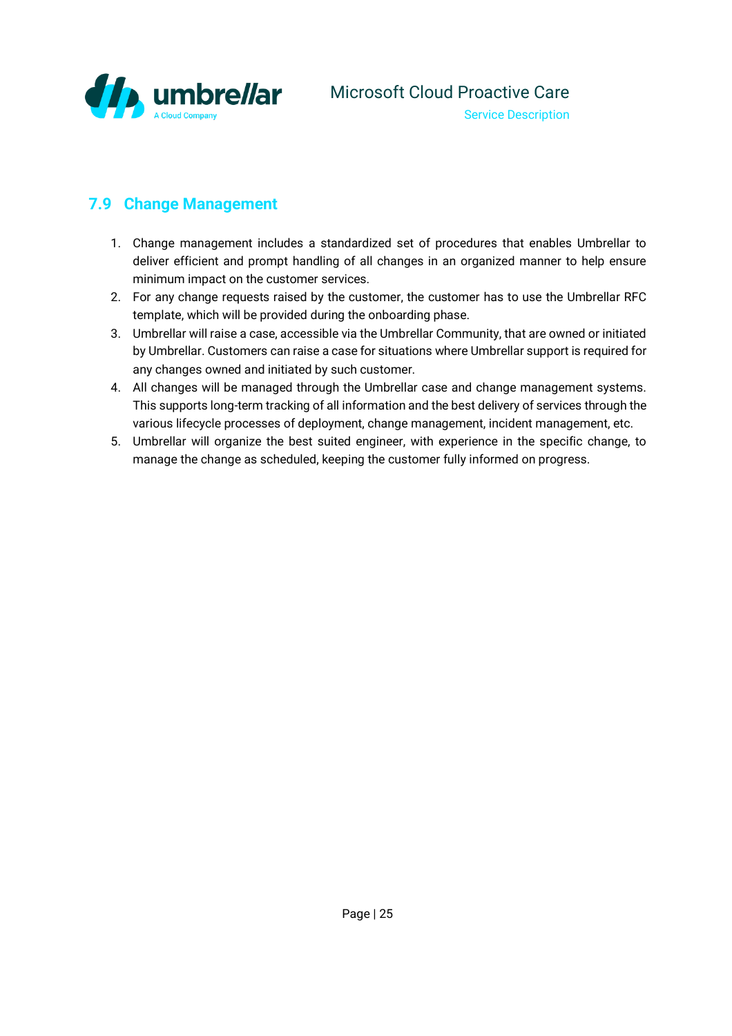## 7.9 Change Management

1. Change management includes a standardized set of procedures that enables Umbrellar to deliver efficient and prompt handling of all changes in an organized manner to help ensure minimum impact on the customer services.
2. For any change requests raised by the customer, the customer has to use the Umbrellar RFC template, which will be provided during the onboarding phase.
3. Umbrellar will raise a case, accessible via the Umbrellar Community, that are owned or initiated by Umbrellar. Customers can raise a case for situations where Umbrellar support is required for any changes owned and initiated by such customer.
4. All changes will be managed through the Umbrellar case and change management systems. This supports long-term tracking of all information and the best delivery of services through the various lifecycle processes of deployment, change management, incident management, etc.
5. Umbrellar will organize the best suited engineer, with experience in the specific change, to manage the change as scheduled, keeping the customer fully informed on progress.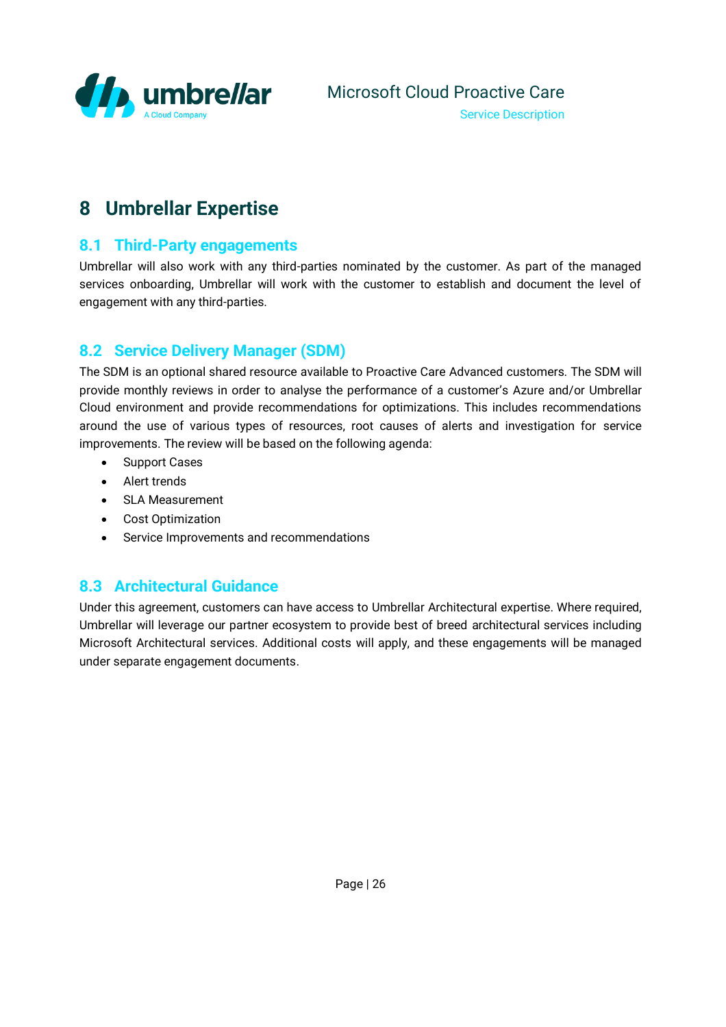# 8 Umbrellar Expertise

## 8.1 Third-Party engagements

Umbrellar will also work with any third-parties nominated by the customer. As part of the managed services onboarding, Umbrellar will work with the customer to establish and document the level of engagement with any third-parties.

## 8.2 Service Delivery Manager (SDM)

The SDM is an optional shared resource available to Proactive Care Advanced customers. The SDM will provide monthly reviews in order to analyse the performance of a customer's Azure and/or Umbrellar Cloud environment and provide recommendations for optimizations. This includes recommendations around the use of various types of resources, root causes of alerts and investigation for service improvements. The review will be based on the following agenda:

- Support Cases
- Alert trends
- SLA Measurement
- Cost Optimization
- Service Improvements and recommendations

## 8.3 Architectural Guidance

Under this agreement, customers can have access to Umbrellar Architectural expertise. Where required, Umbrellar will leverage our partner ecosystem to provide best of breed architectural services including Microsoft Architectural services. Additional costs will apply, and these engagements will be managed under separate engagement documents.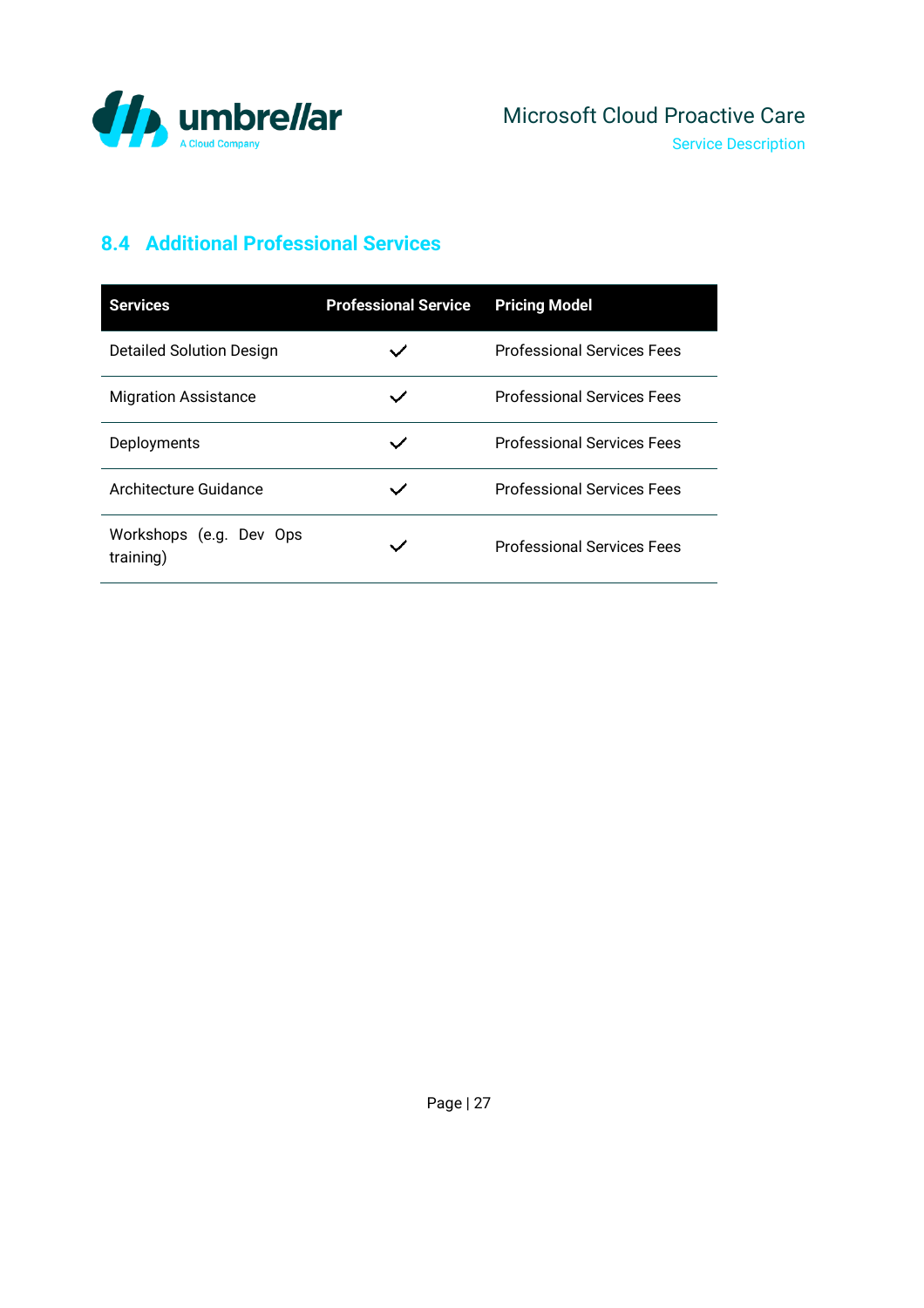## 8.4 Additional Professional Services

| Services | Professional Service | Pricing Model |
|---|---|---|
| Detailed Solution Design | ✓ | Professional Services Fees |
| Migration Assistance | ✓ | Professional Services Fees |
| Deployments | ✓ | Professional Services Fees |
| Architecture Guidance | ✓ | Professional Services Fees |
| Workshops (e.g. Dev Ops training) | ✓ | Professional Services Fees |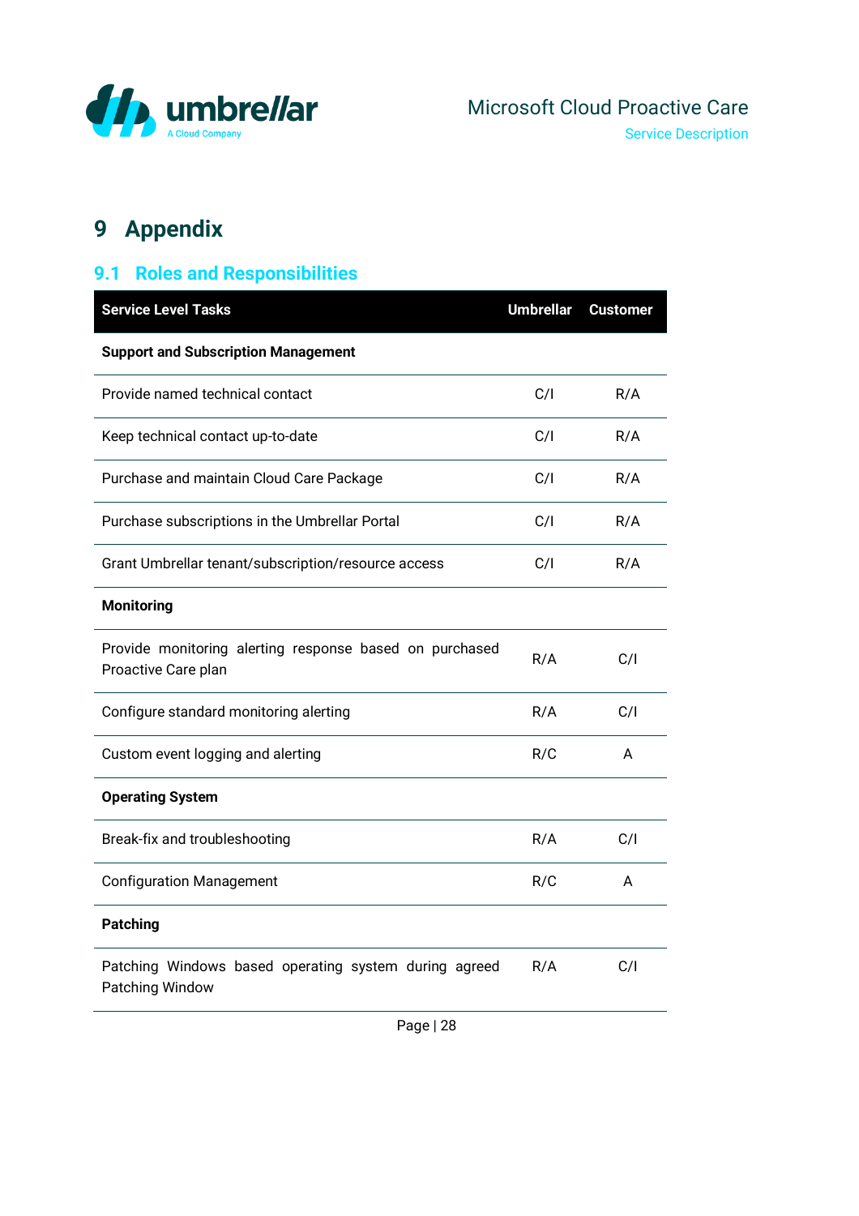# 9 Appendix

## 9.1 Roles and Responsibilities

| Service Level Tasks | Umbrellar | Customer |
|---|---|---|
| **Support and Subscription Management** | | |
| Provide named technical contact | C/I | R/A |
| Keep technical contact up-to-date | C/I | R/A |
| Purchase and maintain Cloud Care Package | C/I | R/A |
| Purchase subscriptions in the Umbrellar Portal | C/I | R/A |
| Grant Umbrellar tenant/subscription/resource access | C/I | R/A |
| **Monitoring** | | |
| Provide monitoring alerting response based on purchased Proactive Care plan | R/A | C/I |
| Configure standard monitoring alerting | R/A | C/I |
| Custom event logging and alerting | R/C | A |
| **Operating System** | | |
| Break-fix and troubleshooting | R/A | C/I |
| Configuration Management | R/C | A |
| **Patching** | | |
| Patching Windows based operating system during agreed Patching Window | R/A | C/I |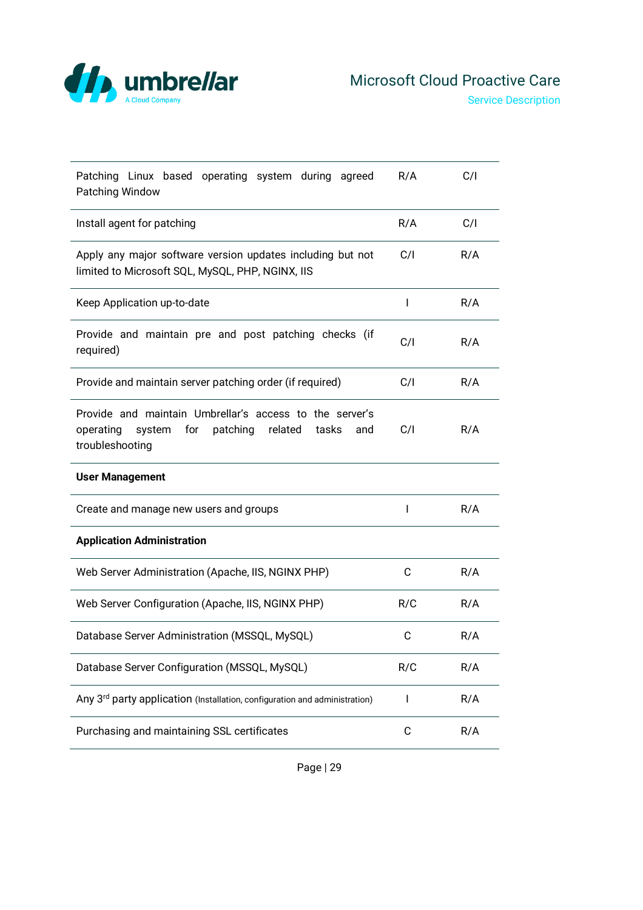| | | |
|---|---|---|
| Patching Linux based operating system during agreed Patching Window | R/A | C/I |
| Install agent for patching | R/A | C/I |
| Apply any major software version updates including but not limited to Microsoft SQL, MySQL, PHP, NGINX, IIS | C/I | R/A |
| Keep Application up-to-date | I | R/A |
| Provide and maintain pre and post patching checks (if required) | C/I | R/A |
| Provide and maintain server patching order (if required) | C/I | R/A |
| Provide and maintain Umbrellar's access to the server's operating system for patching related tasks and troubleshooting | C/I | R/A |
| **User Management** | | |
| Create and manage new users and groups | I | R/A |
| **Application Administration** | | |
| Web Server Administration (Apache, IIS, NGINX PHP) | C | R/A |
| Web Server Configuration (Apache, IIS, NGINX PHP) | R/C | R/A |
| Database Server Administration (MSSQL, MySQL) | C | R/A |
| Database Server Configuration (MSSQL, MySQL) | R/C | R/A |
| Any 3rd party application (Installation, configuration and administration) | I | R/A |
| Purchasing and maintaining SSL certificates | C | R/A |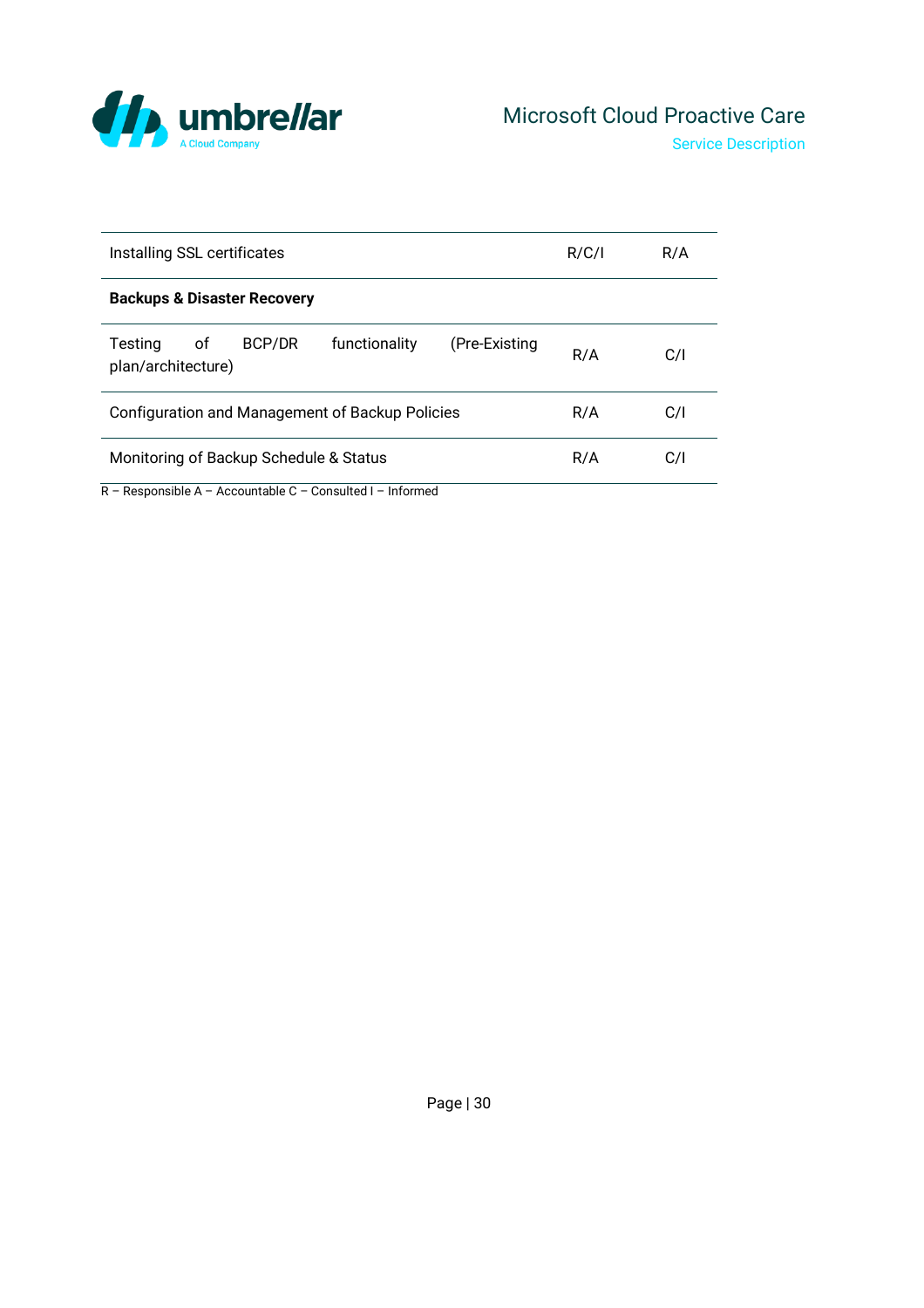| | | |
|---|---|---|
| Installing SSL certificates | R/C/I | R/A |
| **Backups & Disaster Recovery** | | |
| Testing of BCP/DR functionality (Pre-Existing plan/architecture) | R/A | C/I |
| Configuration and Management of Backup Policies | R/A | C/I |
| Monitoring of Backup Schedule & Status | R/A | C/I |

R – Responsible A – Accountable C – Consulted I – Informed